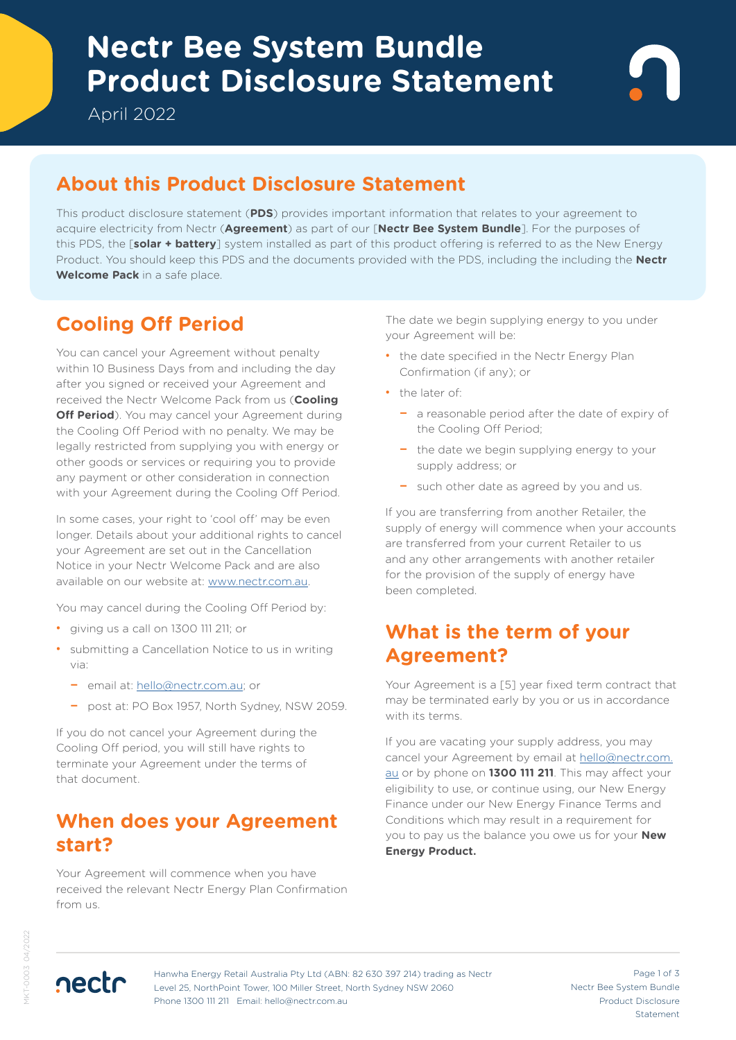# Nectr Bee System Bundle Product Disclosure Statement

April 2022

## About this Product Disclosure Statement

This product disclosure statement (**PDS**) provides important information that relates to your agreement to acquire electricity from Nectr (**Agreement**) as part of our [**Nectr Bee System Bundle**]. For the purposes of this PDS, the [**solar + battery**] system installed as part of this product offering is referred to as the New Energy Product. You should keep this PDS and the documents provided with the PDS, including the including the **Nectr Welcome Pack** in a safe place.

## Cooling Off Period

You can cancel your Agreement without penalty within 10 Business Days from and including the day after you signed or received your Agreement and received the Nectr Welcome Pack from us (**Cooling Off Period**). You may cancel your Agreement during the Cooling Off Period with no penalty. We may be legally restricted from supplying you with energy or other goods or services or requiring you to provide any payment or other consideration in connection with your Agreement during the Cooling Off Period.

In some cases, your right to 'cool off' may be even longer. Details about your additional rights to cancel your Agreement are set out in the Cancellation Notice in your Nectr Welcome Pack and are also available on our website at: www.nectr.com.au.

You may cancel during the Cooling Off Period by:

- giving us a call on 1300 111 211; or
- submitting a Cancellation Notice to us in writing via:
  - email at: hello@nectr.com.au; or
  - post at: PO Box 1957, North Sydney, NSW 2059.

If you do not cancel your Agreement during the Cooling Off period, you will still have rights to terminate your Agreement under the terms of that document.

## When does your Agreement start?

Your Agreement will commence when you have received the relevant Nectr Energy Plan Confirmation from us.

The date we begin supplying energy to you under your Agreement will be:

- the date specified in the Nectr Energy Plan Confirmation (if any); or
- the later of:
  - a reasonable period after the date of expiry of the Cooling Off Period;
  - the date we begin supplying energy to your supply address; or
  - such other date as agreed by you and us.

If you are transferring from another Retailer, the supply of energy will commence when your accounts are transferred from your current Retailer to us and any other arrangements with another retailer for the provision of the supply of energy have been completed.

## What is the term of your Agreement?

Your Agreement is a [5] year fixed term contract that may be terminated early by you or us in accordance with its terms.

If you are vacating your supply address, you may cancel your Agreement by email at hello@nectr.com.au or by phone on **1300 111 211**. This may affect your eligibility to use, or continue using, our New Energy Finance under our New Energy Finance Terms and Conditions which may result in a requirement for you to pay us the balance you owe us for your **New Energy Product.**

Hanwha Energy Retail Australia Pty Ltd (ABN: 82 630 397 214) trading as Nectr
Level 25, NorthPoint Tower, 100 Miller Street, North Sydney NSW 2060
Phone 1300 111 211 Email: hello@nectr.com.au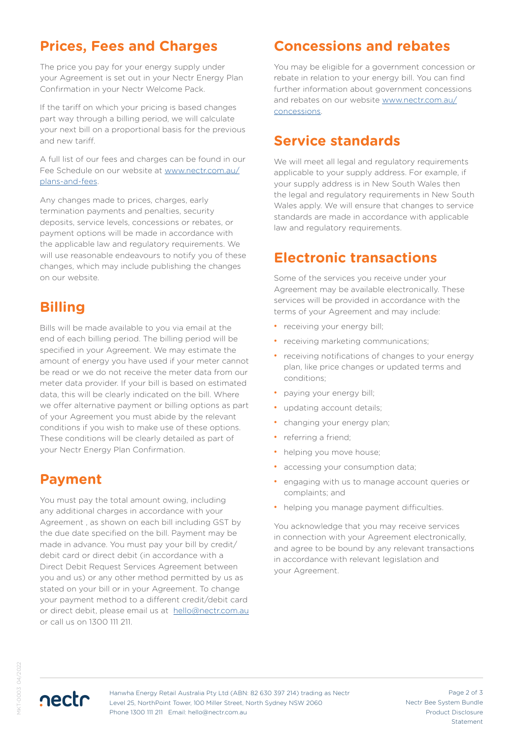## Prices, Fees and Charges

The price you pay for your energy supply under your Agreement is set out in your Nectr Energy Plan Confirmation in your Nectr Welcome Pack.

If the tariff on which your pricing is based changes part way through a billing period, we will calculate your next bill on a proportional basis for the previous and new tariff.

A full list of our fees and charges can be found in our Fee Schedule on our website at [www.nectr.com.au/plans-and-fees](www.nectr.com.au/plans-and-fees).

Any changes made to prices, charges, early termination payments and penalties, security deposits, service levels, concessions or rebates, or payment options will be made in accordance with the applicable law and regulatory requirements. We will use reasonable endeavours to notify you of these changes, which may include publishing the changes on our website.

## Billing

Bills will be made available to you via email at the end of each billing period. The billing period will be specified in your Agreement. We may estimate the amount of energy you have used if your meter cannot be read or we do not receive the meter data from our meter data provider. If your bill is based on estimated data, this will be clearly indicated on the bill. Where we offer alternative payment or billing options as part of your Agreement you must abide by the relevant conditions if you wish to make use of these options. These conditions will be clearly detailed as part of your Nectr Energy Plan Confirmation.

## Payment

You must pay the total amount owing, including any additional charges in accordance with your Agreement , as shown on each bill including GST by the due date specified on the bill. Payment may be made in advance. You must pay your bill by credit/debit card or direct debit (in accordance with a Direct Debit Request Services Agreement between you and us) or any other method permitted by us as stated on your bill or in your Agreement. To change your payment method to a different credit/debit card or direct debit, please email us at hello@nectr.com.au or call us on 1300 111 211.

## Concessions and rebates

You may be eligible for a government concession or rebate in relation to your energy bill. You can find further information about government concessions and rebates on our website [www.nectr.com.au/concessions](www.nectr.com.au/concessions).

## Service standards

We will meet all legal and regulatory requirements applicable to your supply address. For example, if your supply address is in New South Wales then the legal and regulatory requirements in New South Wales apply. We will ensure that changes to service standards are made in accordance with applicable law and regulatory requirements.

## Electronic transactions

Some of the services you receive under your Agreement may be available electronically. These services will be provided in accordance with the terms of your Agreement and may include:

- receiving your energy bill;
- receiving marketing communications;
- receiving notifications of changes to your energy plan, like price changes or updated terms and conditions;
- paying your energy bill;
- updating account details;
- changing your energy plan;
- referring a friend;
- helping you move house;
- accessing your consumption data;
- engaging with us to manage account queries or complaints; and
- helping you manage payment difficulties.

You acknowledge that you may receive services in connection with your Agreement electronically, and agree to be bound by any relevant transactions in accordance with relevant legislation and your Agreement.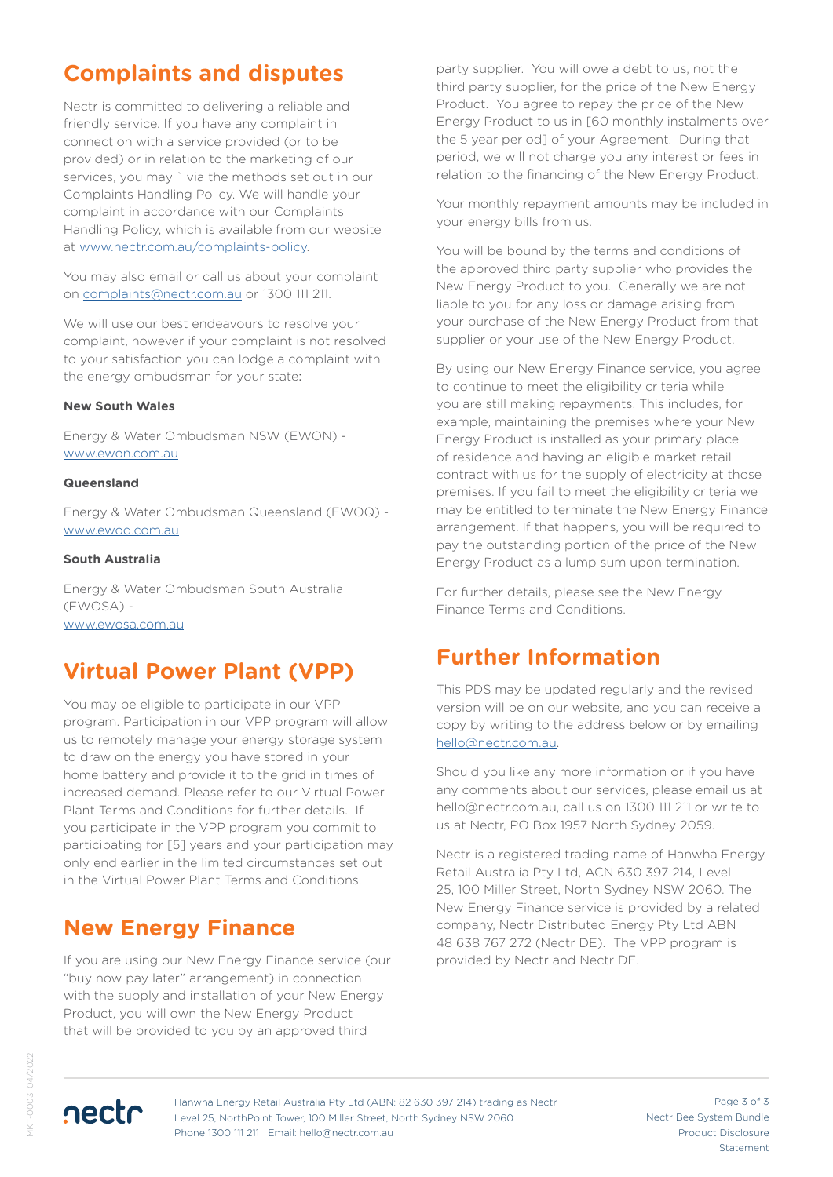## Complaints and disputes

Nectr is committed to delivering a reliable and friendly service. If you have any complaint in connection with a service provided (or to be provided) or in relation to the marketing of our services, you may ` via the methods set out in our Complaints Handling Policy. We will handle your complaint in accordance with our Complaints Handling Policy, which is available from our website at www.nectr.com.au/complaints-policy.

You may also email or call us about your complaint on complaints@nectr.com.au or 1300 111 211.

We will use our best endeavours to resolve your complaint, however if your complaint is not resolved to your satisfaction you can lodge a complaint with the energy ombudsman for your state:

**New South Wales**

Energy & Water Ombudsman NSW (EWON) - www.ewon.com.au

**Queensland**

Energy & Water Ombudsman Queensland (EWOQ) - www.ewoq.com.au

**South Australia**

Energy & Water Ombudsman South Australia (EWOSA) - www.ewosa.com.au

## Virtual Power Plant (VPP)

You may be eligible to participate in our VPP program. Participation in our VPP program will allow us to remotely manage your energy storage system to draw on the energy you have stored in your home battery and provide it to the grid in times of increased demand. Please refer to our Virtual Power Plant Terms and Conditions for further details. If you participate in the VPP program you commit to participating for [5] years and your participation may only end earlier in the limited circumstances set out in the Virtual Power Plant Terms and Conditions.

## New Energy Finance

If you are using our New Energy Finance service (our "buy now pay later" arrangement) in connection with the supply and installation of your New Energy Product, you will own the New Energy Product that will be provided to you by an approved third party supplier. You will owe a debt to us, not the third party supplier, for the price of the New Energy Product. You agree to repay the price of the New Energy Product to us in [60 monthly instalments over the 5 year period] of your Agreement. During that period, we will not charge you any interest or fees in relation to the financing of the New Energy Product.

Your monthly repayment amounts may be included in your energy bills from us.

You will be bound by the terms and conditions of the approved third party supplier who provides the New Energy Product to you. Generally we are not liable to you for any loss or damage arising from your purchase of the New Energy Product from that supplier or your use of the New Energy Product.

By using our New Energy Finance service, you agree to continue to meet the eligibility criteria while you are still making repayments. This includes, for example, maintaining the premises where your New Energy Product is installed as your primary place of residence and having an eligible market retail contract with us for the supply of electricity at those premises. If you fail to meet the eligibility criteria we may be entitled to terminate the New Energy Finance arrangement. If that happens, you will be required to pay the outstanding portion of the price of the New Energy Product as a lump sum upon termination.

For further details, please see the New Energy Finance Terms and Conditions.

## Further Information

This PDS may be updated regularly and the revised version will be on our website, and you can receive a copy by writing to the address below or by emailing hello@nectr.com.au.

Should you like any more information or if you have any comments about our services, please email us at hello@nectr.com.au, call us on 1300 111 211 or write to us at Nectr, PO Box 1957 North Sydney 2059.

Nectr is a registered trading name of Hanwha Energy Retail Australia Pty Ltd, ACN 630 397 214, Level 25, 100 Miller Street, North Sydney NSW 2060. The New Energy Finance service is provided by a related company, Nectr Distributed Energy Pty Ltd ABN 48 638 767 272 (Nectr DE). The VPP program is provided by Nectr and Nectr DE.